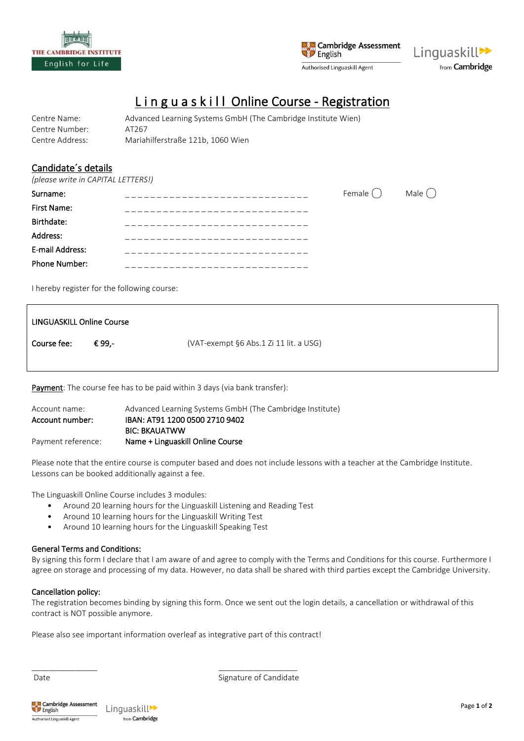THE CAMBRIDGE INSTITUTE
English for Life

Cambridge Assessment English
Authorised Linguaskill Agent

Linguaskill from Cambridge

# Linguaskill Online Course - Registration

| | |
|---|---|
| Centre Name: | Advanced Learning Systems GmbH (The Cambridge Institute Wien) |
| Centre Number: | AT267 |
| Centre Address: | Mariahilferstraße 121b, 1060 Wien |

## Candidate´s details

*(please write in CAPITAL LETTERS!)*

**Surname:** \_\_\_\_\_\_\_\_\_\_\_\_\_\_\_\_\_\_\_\_\_\_\_\_\_\_\_\_\_\_ Female ◯ Male ◯

**First Name:** \_\_\_\_\_\_\_\_\_\_\_\_\_\_\_\_\_\_\_\_\_\_\_\_\_\_\_\_\_\_

**Birthdate:** \_\_\_\_\_\_\_\_\_\_\_\_\_\_\_\_\_\_\_\_\_\_\_\_\_\_\_\_\_\_

**Address:** \_\_\_\_\_\_\_\_\_\_\_\_\_\_\_\_\_\_\_\_\_\_\_\_\_\_\_\_\_\_

**E-mail Address:** \_\_\_\_\_\_\_\_\_\_\_\_\_\_\_\_\_\_\_\_\_\_\_\_\_\_\_\_\_\_

**Phone Number:** \_\_\_\_\_\_\_\_\_\_\_\_\_\_\_\_\_\_\_\_\_\_\_\_\_\_\_\_\_\_

I hereby register for the following course:

| LINGUASKILL Online Course | | |
|---|---|---|
| Course fee: | € 99,- | (VAT-exempt §6 Abs.1 Zi 11 lit. a USG) |

Payment: The course fee has to be paid within 3 days (via bank transfer):

| | |
|---|---|
| Account name: | Advanced Learning Systems GmbH (The Cambridge Institute) |
| **Account number:** | **IBAN: AT91 1200 0500 2710 9402** |
| | **BIC: BKAUATWW** |
| Payment reference: | **Name + Linguaskill Online Course** |

Please note that the entire course is computer based and does not include lessons with a teacher at the Cambridge Institute. Lessons can be booked additionally against a fee.

The Linguaskill Online Course includes 3 modules:

- Around 20 learning hours for the Linguaskill Listening and Reading Test
- Around 10 learning hours for the Linguaskill Writing Test
- Around 10 learning hours for the Linguaskill Speaking Test

### General Terms and Conditions:

By signing this form I declare that I am aware of and agree to comply with the Terms and Conditions for this course. Furthermore I agree on storage and processing of my data. However, no data shall be shared with third parties except the Cambridge University.

### Cancellation policy:

The registration becomes binding by signing this form. Once we sent out the login details, a cancellation or withdrawal of this contract is NOT possible anymore.

Please also see important information overleaf as integrative part of this contract!

\_\_\_\_\_\_\_\_\_\_\_\_\_\_\_\_ \_\_\_\_\_\_\_\_\_\_\_\_\_\_\_\_\_\_\_\_

Date Signature of Candidate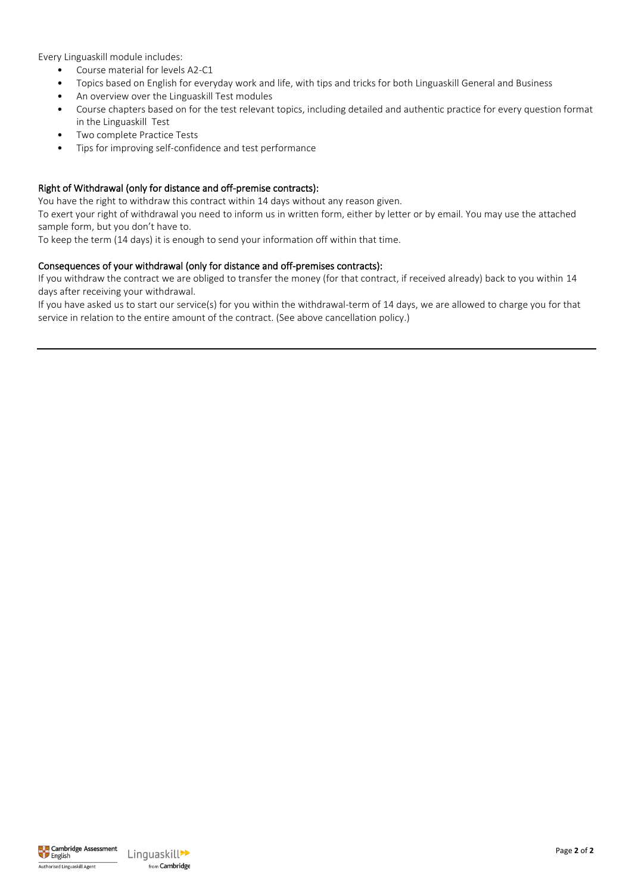Every Linguaskill module includes:

- Course material for levels A2-C1
- Topics based on English for everyday work and life, with tips and tricks for both Linguaskill General and Business
- An overview over the Linguaskill Test modules
- Course chapters based on for the test relevant topics, including detailed and authentic practice for every question format in the Linguaskill Test
- Two complete Practice Tests
- Tips for improving self-confidence and test performance

### Right of Withdrawal (only for distance and off-premise contracts):

You have the right to withdraw this contract within 14 days without any reason given.

To exert your right of withdrawal you need to inform us in written form, either by letter or by email. You may use the attached sample form, but you don't have to.

To keep the term (14 days) it is enough to send your information off within that time.

### Consequences of your withdrawal (only for distance and off-premises contracts):

If you withdraw the contract we are obliged to transfer the money (for that contract, if received already) back to you within 14 days after receiving your withdrawal.

If you have asked us to start our service(s) for you within the withdrawal-term of 14 days, we are allowed to charge you for that service in relation to the entire amount of the contract. (See above cancellation policy.)

---